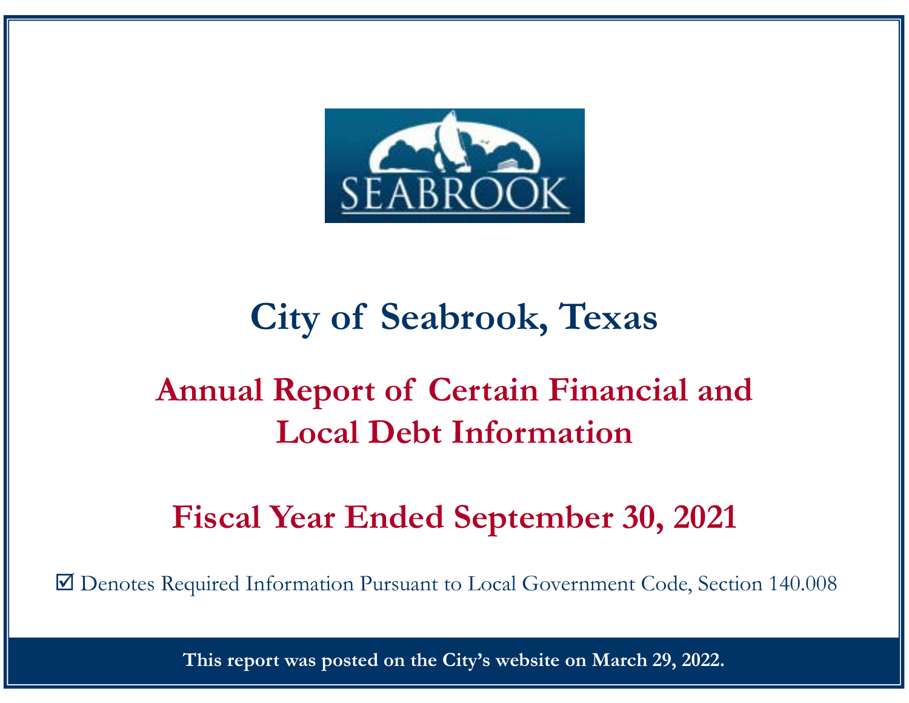# City of Seabrook, Texas

## Annual Report of Certain Financial and Local Debt Information

## Fiscal Year Ended September 30, 2021

☑ Denotes Required Information Pursuant to Local Government Code, Section 140.008

**This report was posted on the City's website on March 29, 2022.**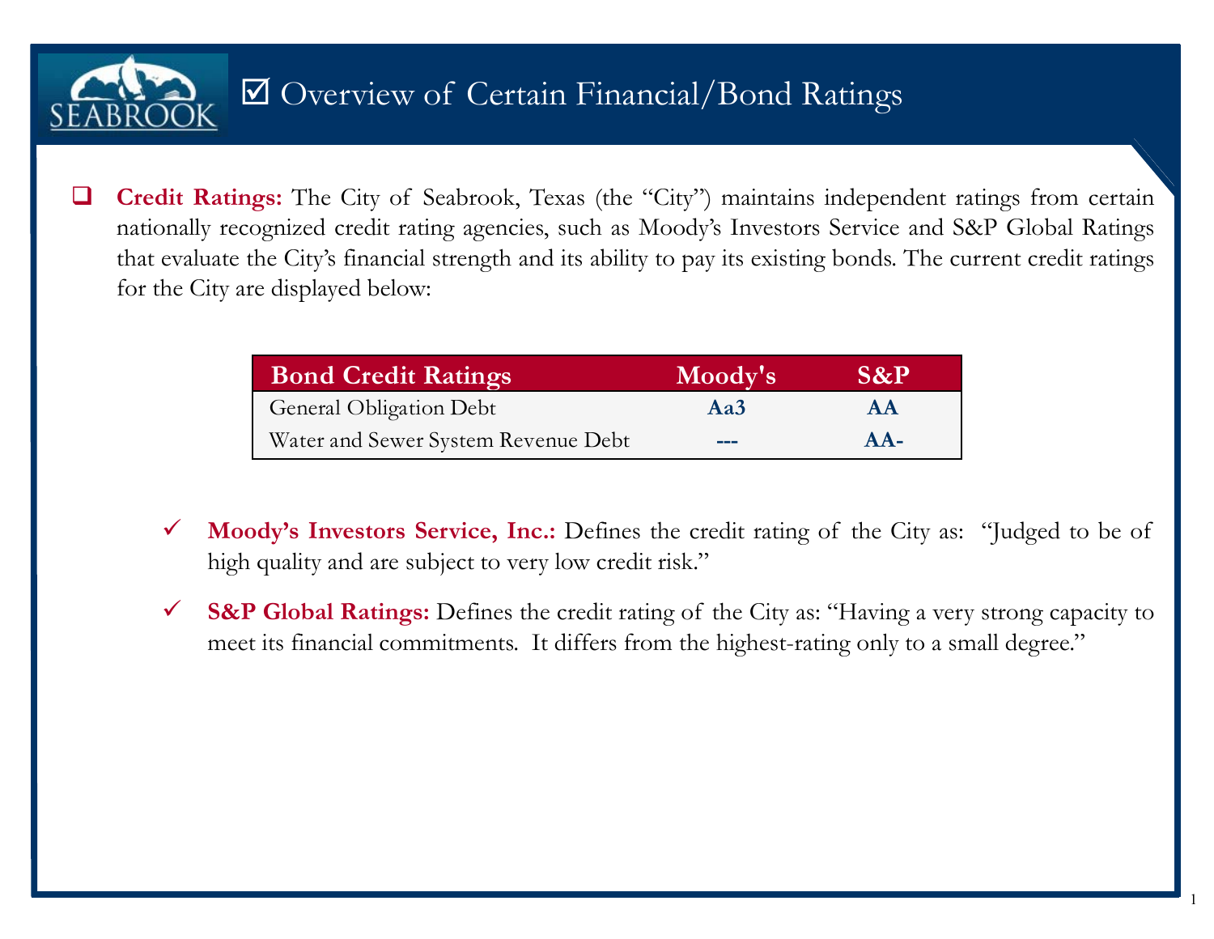# ☑ Overview of Certain Financial/Bond Ratings

- **Credit Ratings:** The City of Seabrook, Texas (the "City") maintains independent ratings from certain nationally recognized credit rating agencies, such as Moody's Investors Service and S&P Global Ratings that evaluate the City's financial strength and its ability to pay its existing bonds. The current credit ratings for the City are displayed below:

| Bond Credit Ratings | Moody's | S&P |
| --- | --- | --- |
| General Obligation Debt | **Aa3** | **AA** |
| Water and Sewer System Revenue Debt | --- | **AA-** |

  - ✓ **Moody's Investors Service, Inc.:** Defines the credit rating of the City as: "Judged to be of high quality and are subject to very low credit risk."
  - ✓ **S&P Global Ratings:** Defines the credit rating of the City as: "Having a very strong capacity to meet its financial commitments. It differs from the highest-rating only to a small degree."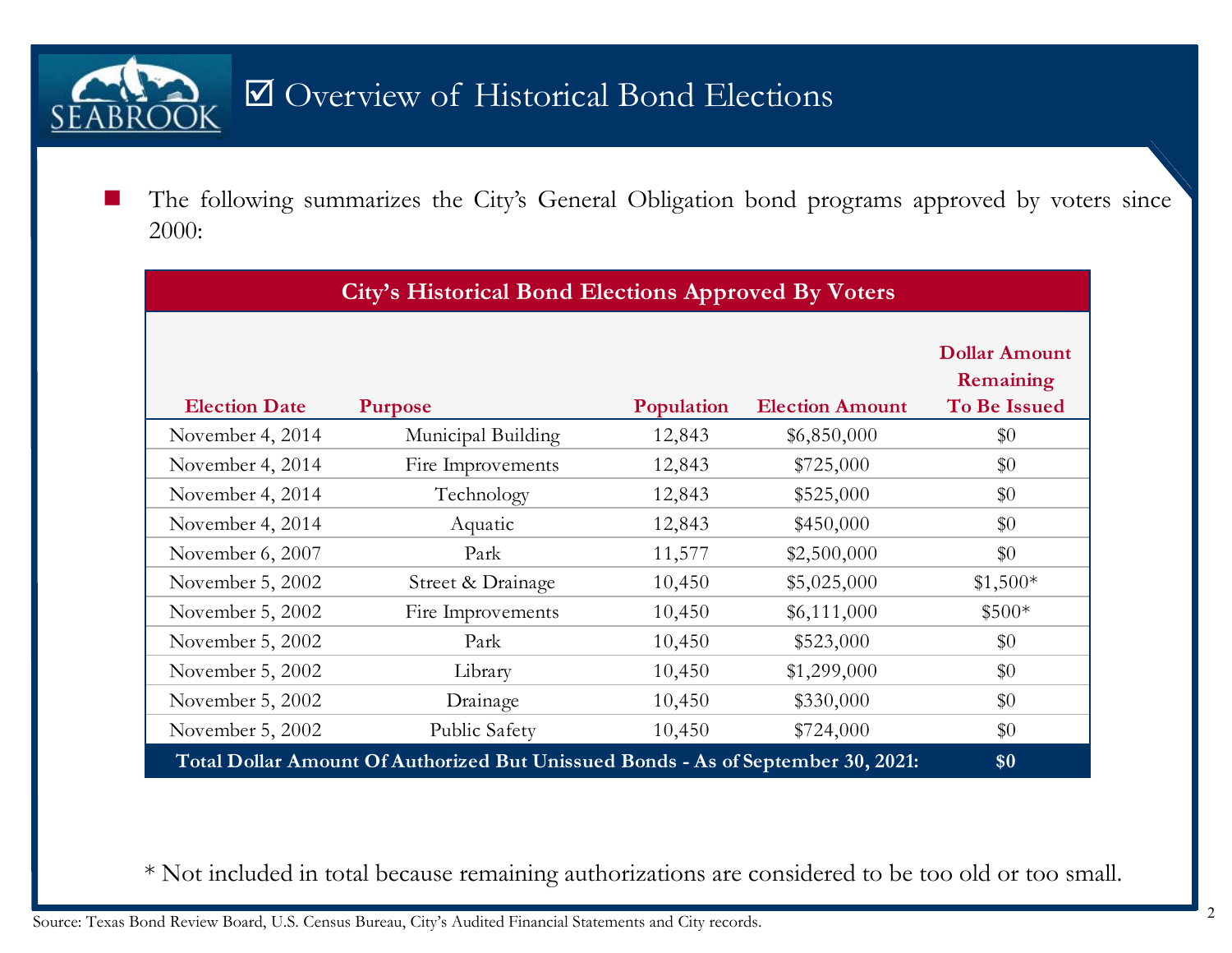# ☑ Overview of Historical Bond Elections

- The following summarizes the City's General Obligation bond programs approved by voters since 2000:

| City's Historical Bond Elections Approved By Voters | | | | |
|---|---|---|---|---|
| **Election Date** | **Purpose** | **Population** | **Election Amount** | **Dollar Amount Remaining To Be Issued** |
| November 4, 2014 | Municipal Building | 12,843 | $6,850,000 | $0 |
| November 4, 2014 | Fire Improvements | 12,843 | $725,000 | $0 |
| November 4, 2014 | Technology | 12,843 | $525,000 | $0 |
| November 4, 2014 | Aquatic | 12,843 | $450,000 | $0 |
| November 6, 2007 | Park | 11,577 | $2,500,000 | $0 |
| November 5, 2002 | Street & Drainage | 10,450 | $5,025,000 | $1,500* |
| November 5, 2002 | Fire Improvements | 10,450 | $6,111,000 | $500* |
| November 5, 2002 | Park | 10,450 | $523,000 | $0 |
| November 5, 2002 | Library | 10,450 | $1,299,000 | $0 |
| November 5, 2002 | Drainage | 10,450 | $330,000 | $0 |
| November 5, 2002 | Public Safety | 10,450 | $724,000 | $0 |
| **Total Dollar Amount Of Authorized But Unissued Bonds - As of September 30, 2021:** | | | | **$0** |

* Not included in total because remaining authorizations are considered to be too old or too small.

Source: Texas Bond Review Board, U.S. Census Bureau, City's Audited Financial Statements and City records.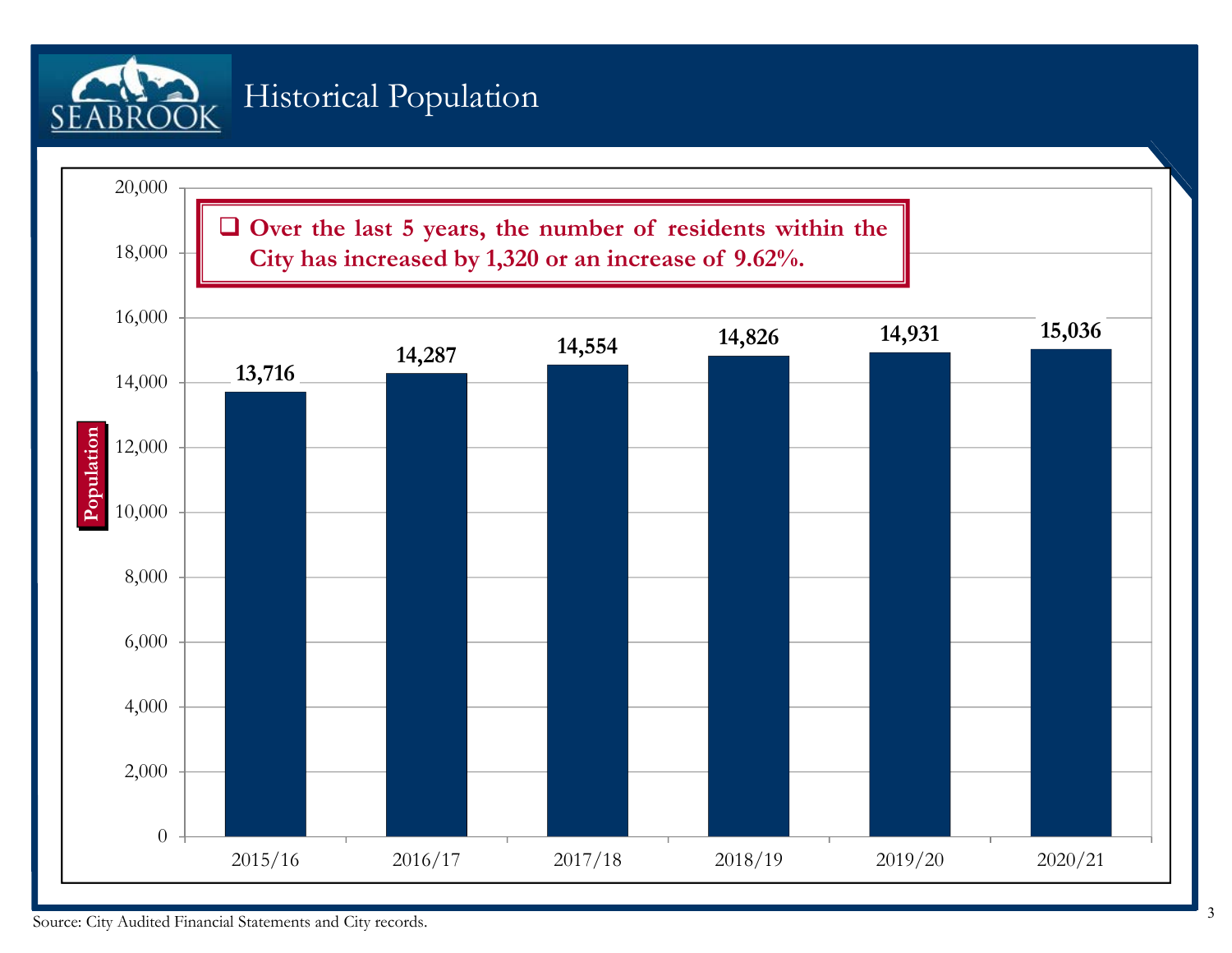# Historical Population

- Over the last 5 years, the number of residents within the City has increased by 1,320 or an increase of 9.62%.

| Year | Population |
| --- | --- |
| 2015/16 | 13,716 |
| 2016/17 | 14,287 |
| 2017/18 | 14,554 |
| 2018/19 | 14,826 |
| 2019/20 | 14,931 |
| 2020/21 | 15,036 |

Source: City Audited Financial Statements and City records.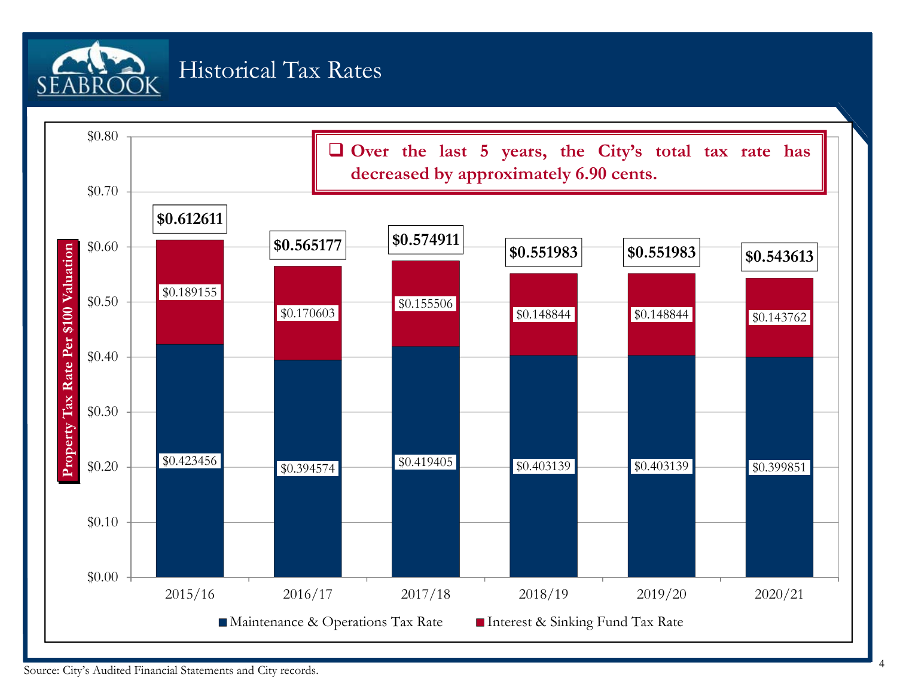# Historical Tax Rates

- Over the last 5 years, the City's total tax rate has decreased by approximately 6.90 cents.

| Fiscal Year | Maintenance & Operations Tax Rate | Interest & Sinking Fund Tax Rate | Total |
|---|---|---|---|
| 2015/16 | $0.423456 | $0.189155 | $0.612611 |
| 2016/17 | $0.394574 | $0.170603 | $0.565177 |
| 2017/18 | $0.419405 | $0.155506 | $0.574911 |
| 2018/19 | $0.403139 | $0.148844 | $0.551983 |
| 2019/20 | $0.403139 | $0.148844 | $0.551983 |
| 2020/21 | $0.399851 | $0.143762 | $0.543613 |

Property Tax Rate Per $100 Valuation

Source: City's Audited Financial Statements and City records.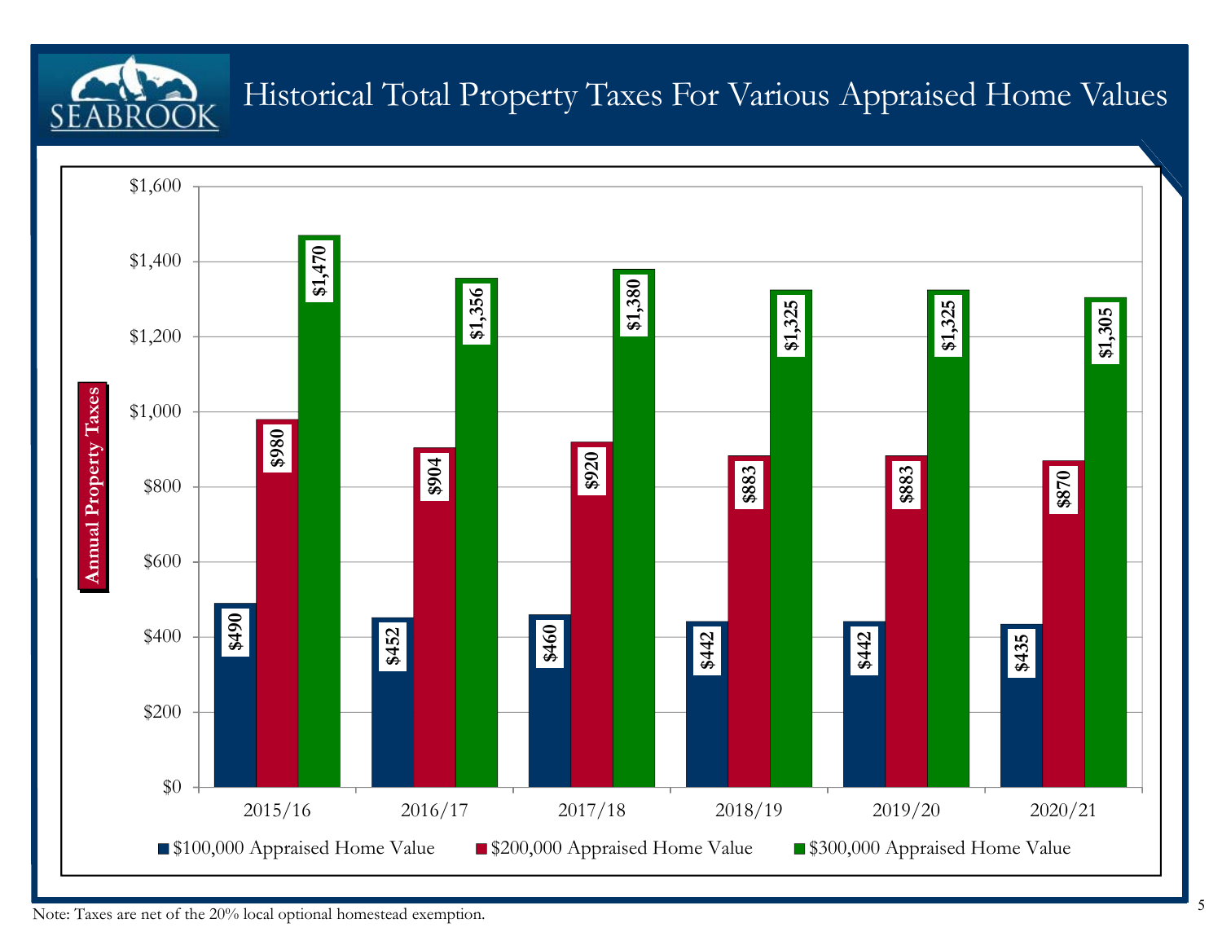# Historical Total Property Taxes For Various Appraised Home Values

| Year | $100,000 Appraised Home Value | $200,000 Appraised Home Value | $300,000 Appraised Home Value |
| --- | --- | --- | --- |
| 2015/16 | $490 | $980 | $1,470 |
| 2016/17 | $452 | $904 | $1,356 |
| 2017/18 | $460 | $920 | $1,380 |
| 2018/19 | $442 | $883 | $1,325 |
| 2019/20 | $442 | $883 | $1,325 |
| 2020/21 | $435 | $870 | $1,305 |

Note: Taxes are net of the 20% local optional homestead exemption.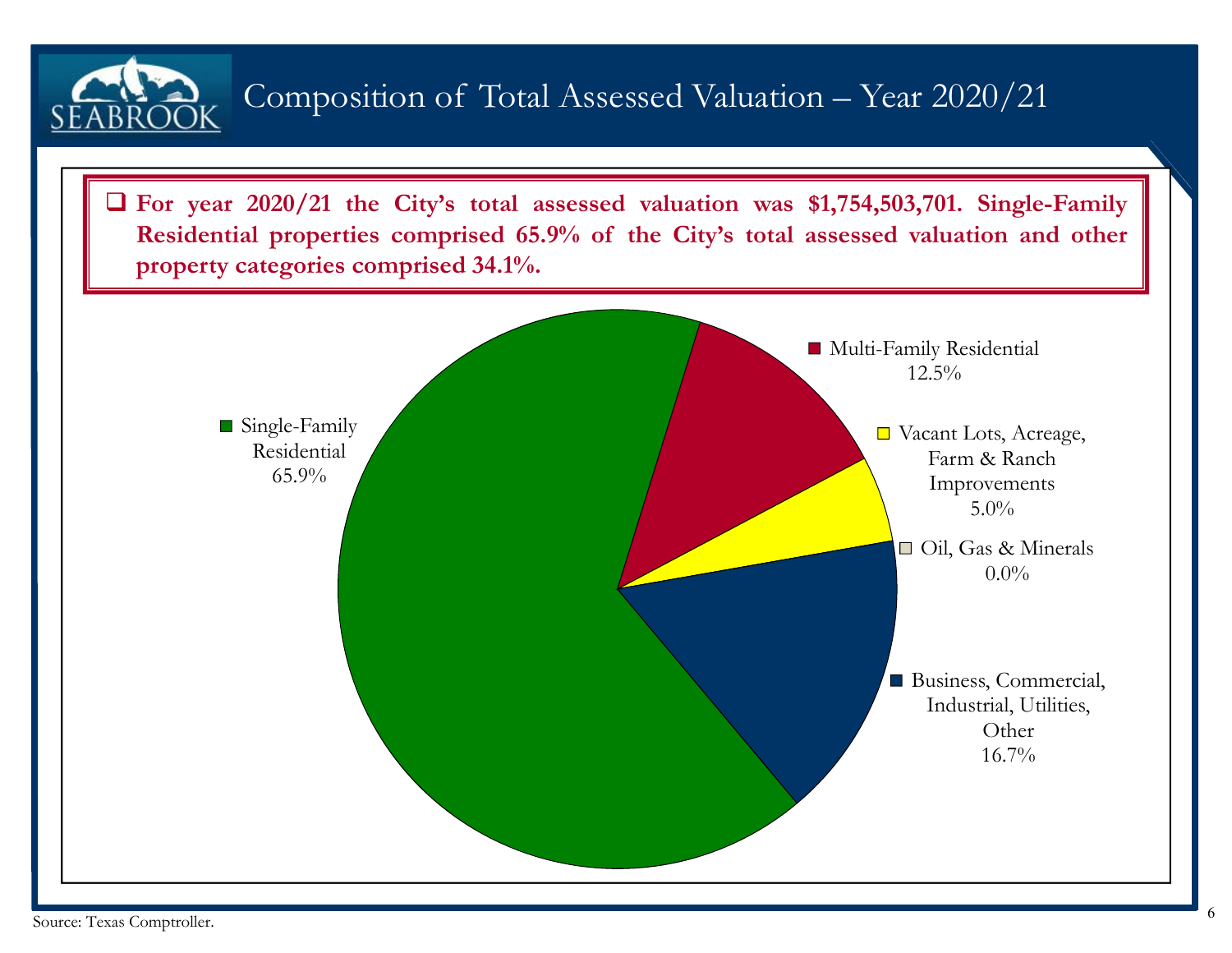# Composition of Total Assessed Valuation – Year 2020/21

- **For year 2020/21 the City's total assessed valuation was $1,754,503,701. Single-Family Residential properties comprised 65.9% of the City's total assessed valuation and other property categories comprised 34.1%.**

| Category | Percentage |
|---|---|
| Single-Family Residential | 65.9% |
| Multi-Family Residential | 12.5% |
| Vacant Lots, Acreage, Farm & Ranch Improvements | 5.0% |
| Oil, Gas & Minerals | 0.0% |
| Business, Commercial, Industrial, Utilities, Other | 16.7% |

Source: Texas Comptroller.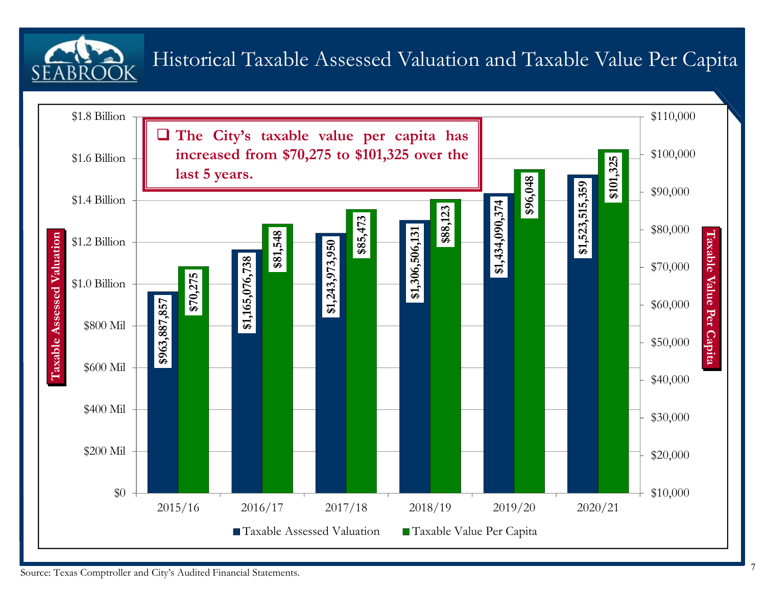# Historical Taxable Assessed Valuation and Taxable Value Per Capita

- **The City's taxable value per capita has increased from $70,275 to $101,325 over the last 5 years.**

| Fiscal Year | Taxable Assessed Valuation | Taxable Value Per Capita |
| --- | --- | --- |
| 2015/16 | $963,887,857 | $70,275 |
| 2016/17 | $1,165,076,738 | $81,548 |
| 2017/18 | $1,243,973,950 | $85,473 |
| 2018/19 | $1,306,506,131 | $88,123 |
| 2019/20 | $1,434,090,374 | $96,048 |
| 2020/21 | $1,523,515,359 | $101,325 |

Source: Texas Comptroller and City's Audited Financial Statements.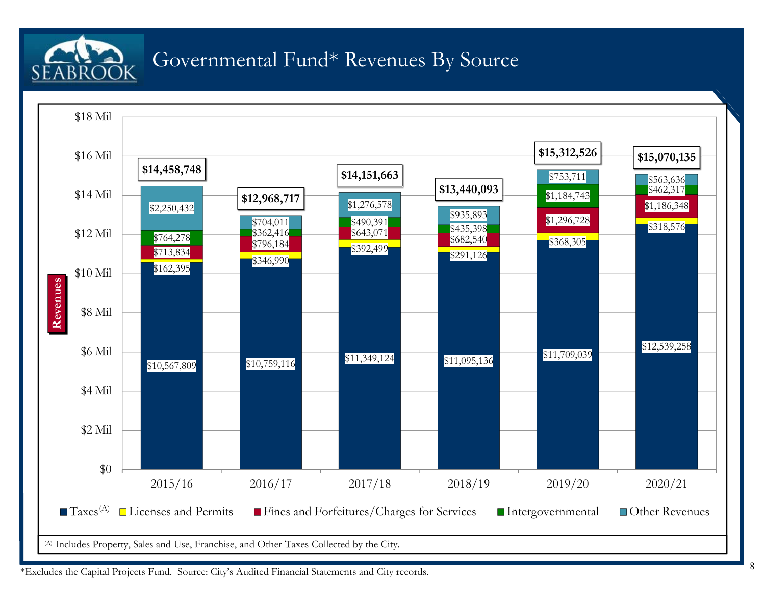# Governmental Fund* Revenues By Source

| Revenues | 2015/16 | 2016/17 | 2017/18 | 2018/19 | 2019/20 | 2020/21 |
|---|---|---|---|---|---|---|
| Taxes(A) | $10,567,809 | $10,759,116 | $11,349,124 | $11,095,136 | $11,709,039 | $12,539,258 |
| Licenses and Permits | $162,395 | $346,990 | $392,499 | $291,126 | $368,305 | $318,576 |
| Fines and Forfeitures/Charges for Services | $713,834 | $796,184 | $643,071 | $682,540 | $1,296,728 | $1,186,348 |
| Intergovernmental | $764,278 | $362,416 | $490,391 | $435,398 | $1,184,743 | $462,317 |
| Other Revenues | $2,250,432 | $704,011 | $1,276,578 | $935,893 | $753,711 | $563,636 |
| **Total** | **$14,458,748** | **$12,968,717** | **$14,151,663** | **$13,440,093** | **$15,312,526** | **$15,070,135** |

(A) Includes Property, Sales and Use, Franchise, and Other Taxes Collected by the City.

*Excludes the Capital Projects Fund. Source: City's Audited Financial Statements and City records.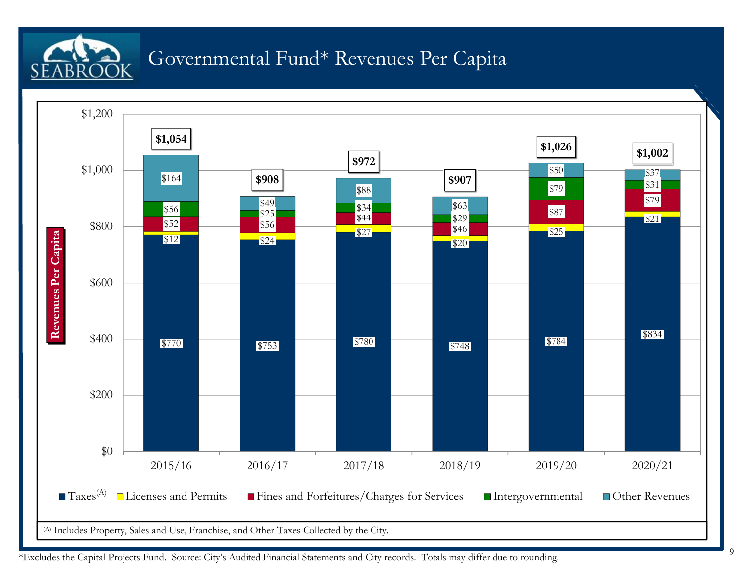# Governmental Fund* Revenues Per Capita

| Revenues Per Capita | 2015/16 | 2016/17 | 2017/18 | 2018/19 | 2019/20 | 2020/21 |
|---|---|---|---|---|---|---|
| Taxes(A) | $770 | $753 | $780 | $748 | $784 | $834 |
| Licenses and Permits | $12 | $24 | $27 | $20 | $25 | $21 |
| Fines and Forfeitures/Charges for Services | $52 | $56 | $44 | $46 | $87 | $79 |
| Intergovernmental | $56 | $25 | $34 | $29 | $79 | $31 |
| Other Revenues | $164 | $49 | $88 | $63 | $50 | $37 |
| **Total** | **$1,054** | **$908** | **$972** | **$907** | **$1,026** | **$1,002** |

(A) Includes Property, Sales and Use, Franchise, and Other Taxes Collected by the City.

*Excludes the Capital Projects Fund. Source: City's Audited Financial Statements and City records. Totals may differ due to rounding.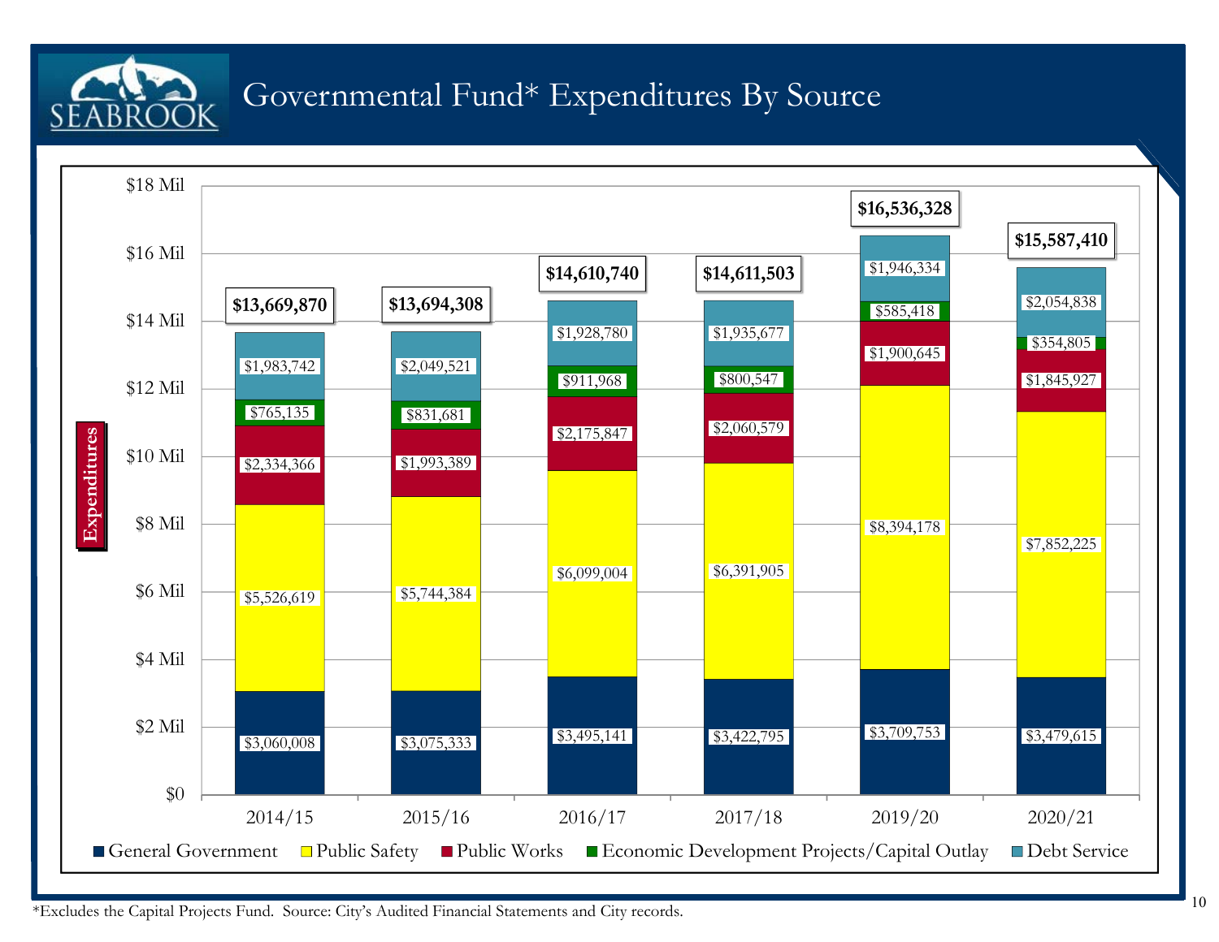# Governmental Fund* Expenditures By Source

| | 2014/15 | 2015/16 | 2016/17 | 2017/18 | 2019/20 | 2020/21 |
|---|---|---|---|---|---|---|
| General Government | $3,060,008 | $3,075,333 | $3,495,141 | $3,422,795 | $3,709,753 | $3,479,615 |
| Public Safety | $5,526,619 | $5,744,384 | $6,099,004 | $6,391,905 | $8,394,178 | $7,852,225 |
| Public Works | $2,334,366 | $1,993,389 | $2,175,847 | $2,060,579 | $1,900,645 | $1,845,927 |
| Economic Development Projects/Capital Outlay | $765,135 | $831,681 | $911,968 | $800,547 | $585,418 | $354,805 |
| Debt Service | $1,983,742 | $2,049,521 | $1,928,780 | $1,935,677 | $1,946,334 | $2,054,838 |
| **Total** | **$13,669,870** | **$13,694,308** | **$14,610,740** | **$14,611,503** | **$16,536,328** | **$15,587,410** |

*Excludes the Capital Projects Fund. Source: City's Audited Financial Statements and City records.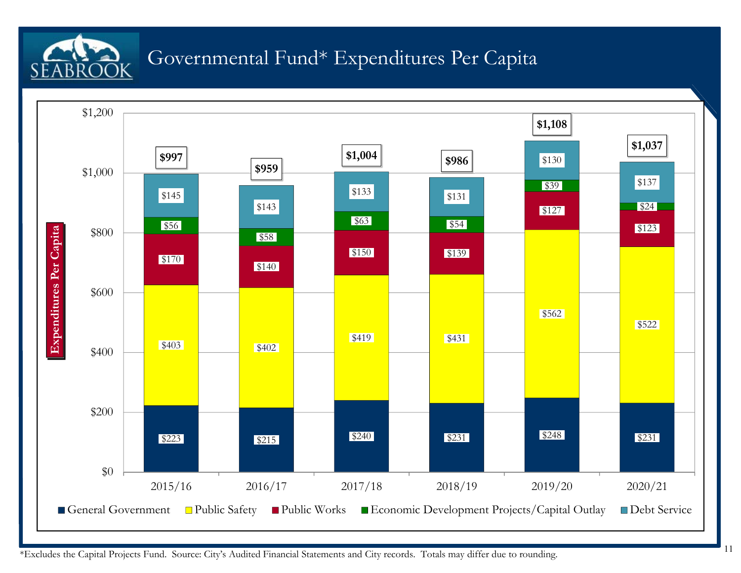# Governmental Fund* Expenditures Per Capita

| Expenditures Per Capita | 2015/16 | 2016/17 | 2017/18 | 2018/19 | 2019/20 | 2020/21 |
|---|---|---|---|---|---|---|
| General Government | $223 | $215 | $240 | $231 | $248 | $231 |
| Public Safety | $403 | $402 | $419 | $431 | $562 | $522 |
| Public Works | $170 | $140 | $150 | $139 | $127 | $123 |
| Economic Development Projects/Capital Outlay | $56 | $58 | $63 | $54 | $39 | $24 |
| Debt Service | $145 | $143 | $133 | $131 | $130 | $137 |
| **Total** | **$997** | **$959** | **$1,004** | **$986** | **$1,108** | **$1,037** |

*Excludes the Capital Projects Fund. Source: City's Audited Financial Statements and City records. Totals may differ due to rounding.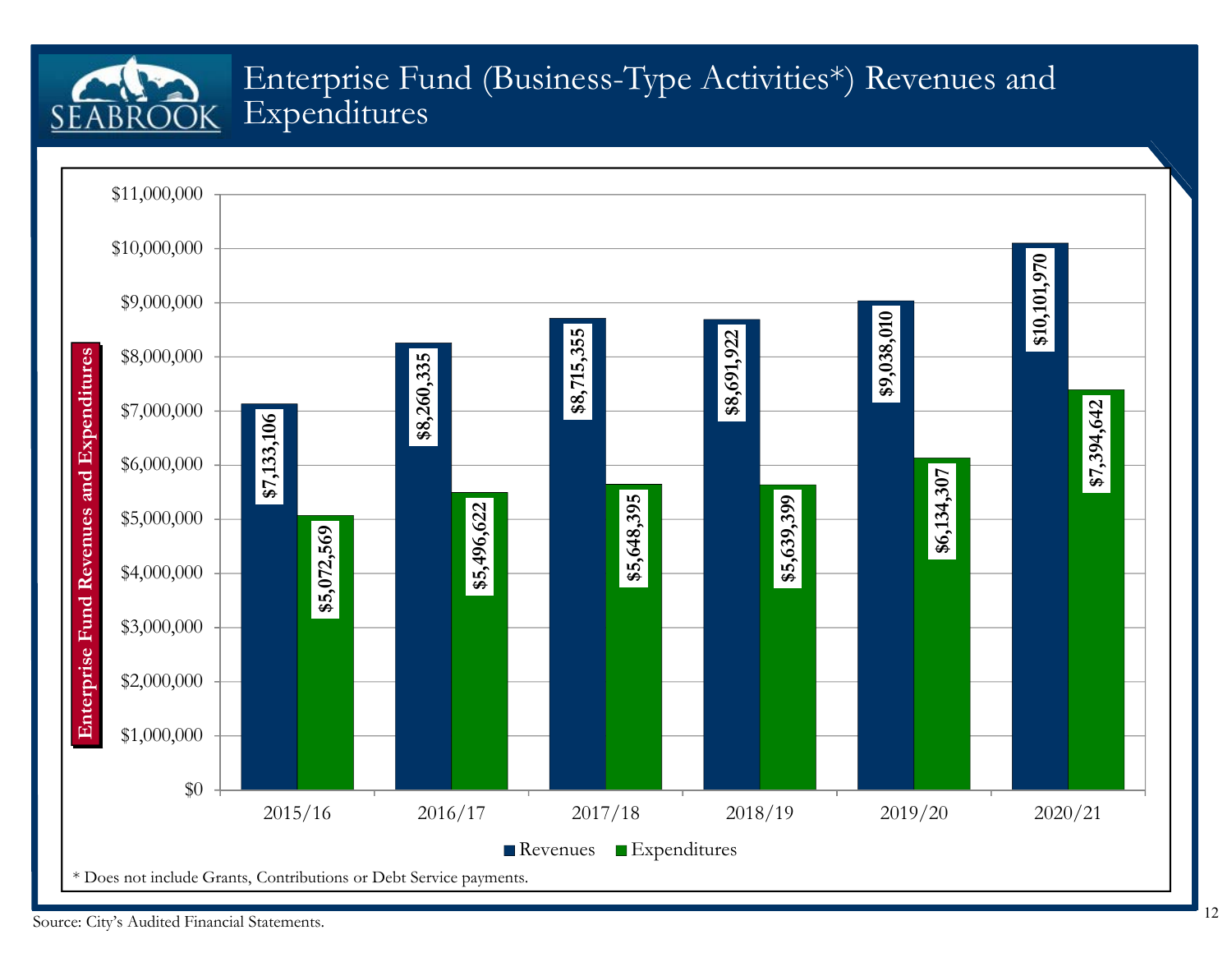# Enterprise Fund (Business-Type Activities*) Revenues and Expenditures

| Fiscal Year | Revenues | Expenditures |
|---|---|---|
| 2015/16 | $7,133,106 | $5,072,569 |
| 2016/17 | $8,260,335 | $5,496,622 |
| 2017/18 | $8,715,355 | $5,648,395 |
| 2018/19 | $8,691,922 | $5,639,399 |
| 2019/20 | $9,038,010 | $6,134,307 |
| 2020/21 | $10,101,970 | $7,394,642 |

\* Does not include Grants, Contributions or Debt Service payments.

Source: City's Audited Financial Statements.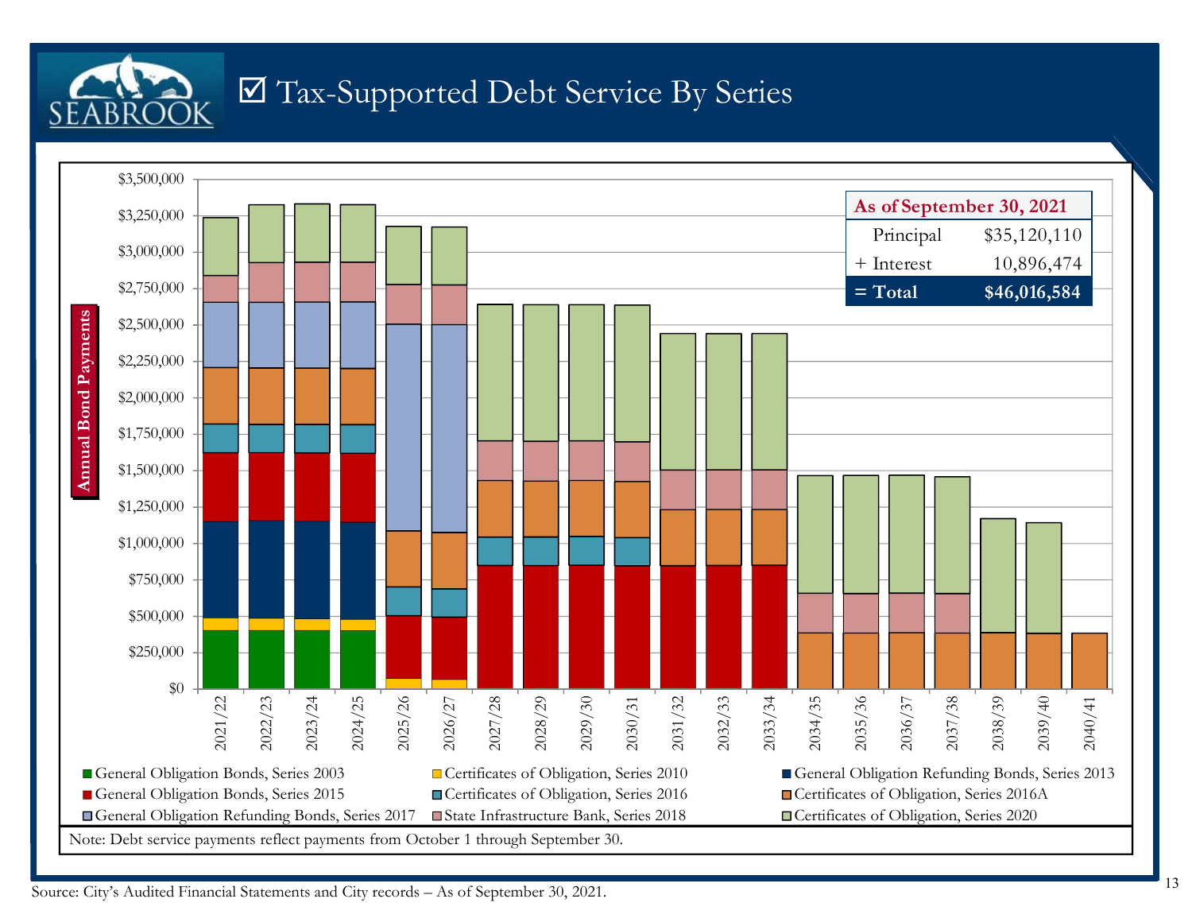# ☑ Tax-Supported Debt Service By Series

| As of September 30, 2021 | |
|---|---|
| Principal | $35,120,110 |
| + Interest | 10,896,474 |
| **= Total** | **$46,016,584** |

Annual Bond Payments

- General Obligation Bonds, Series 2003
- Certificates of Obligation, Series 2010
- General Obligation Refunding Bonds, Series 2013
- General Obligation Bonds, Series 2015
- Certificates of Obligation, Series 2016
- Certificates of Obligation, Series 2016A
- General Obligation Refunding Bonds, Series 2017
- State Infrastructure Bank, Series 2018
- Certificates of Obligation, Series 2020

Note: Debt service payments reflect payments from October 1 through September 30.

Source: City's Audited Financial Statements and City records – As of September 30, 2021.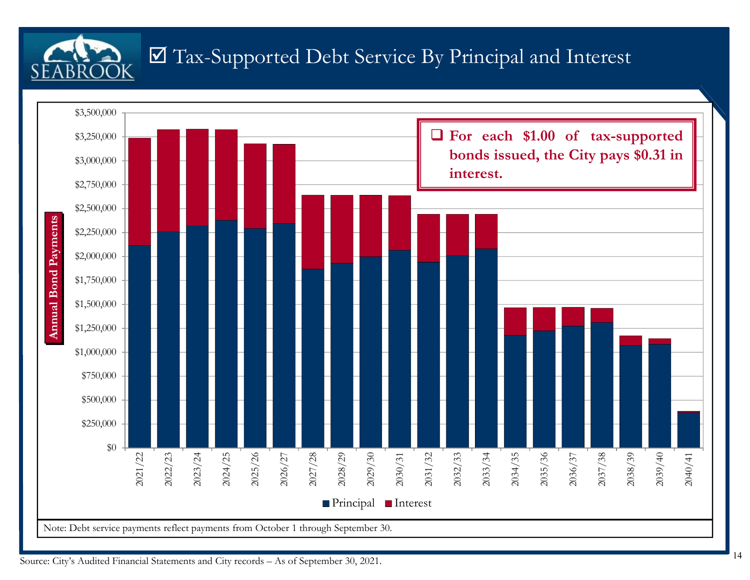# ☑ Tax-Supported Debt Service By Principal and Interest

❑ **For each $1.00 of tax-supported bonds issued, the City pays $0.31 in interest.**

Annual Bond Payments

$3,500,000
$3,250,000
$3,000,000
$2,750,000
$2,500,000
$2,250,000
$2,000,000
$1,750,000
$1,500,000
$1,250,000
$1,000,000
$750,000
$500,000
$250,000
$0

2021/22 2022/23 2023/24 2024/25 2025/26 2026/27 2027/28 2028/29 2029/30 2030/31 2031/32 2032/33 2033/34 2034/35 2035/36 2036/37 2037/38 2038/39 2039/40 2040/41

■ Principal ■ Interest

Note: Debt service payments reflect payments from October 1 through September 30.

Source: City's Audited Financial Statements and City records – As of September 30, 2021.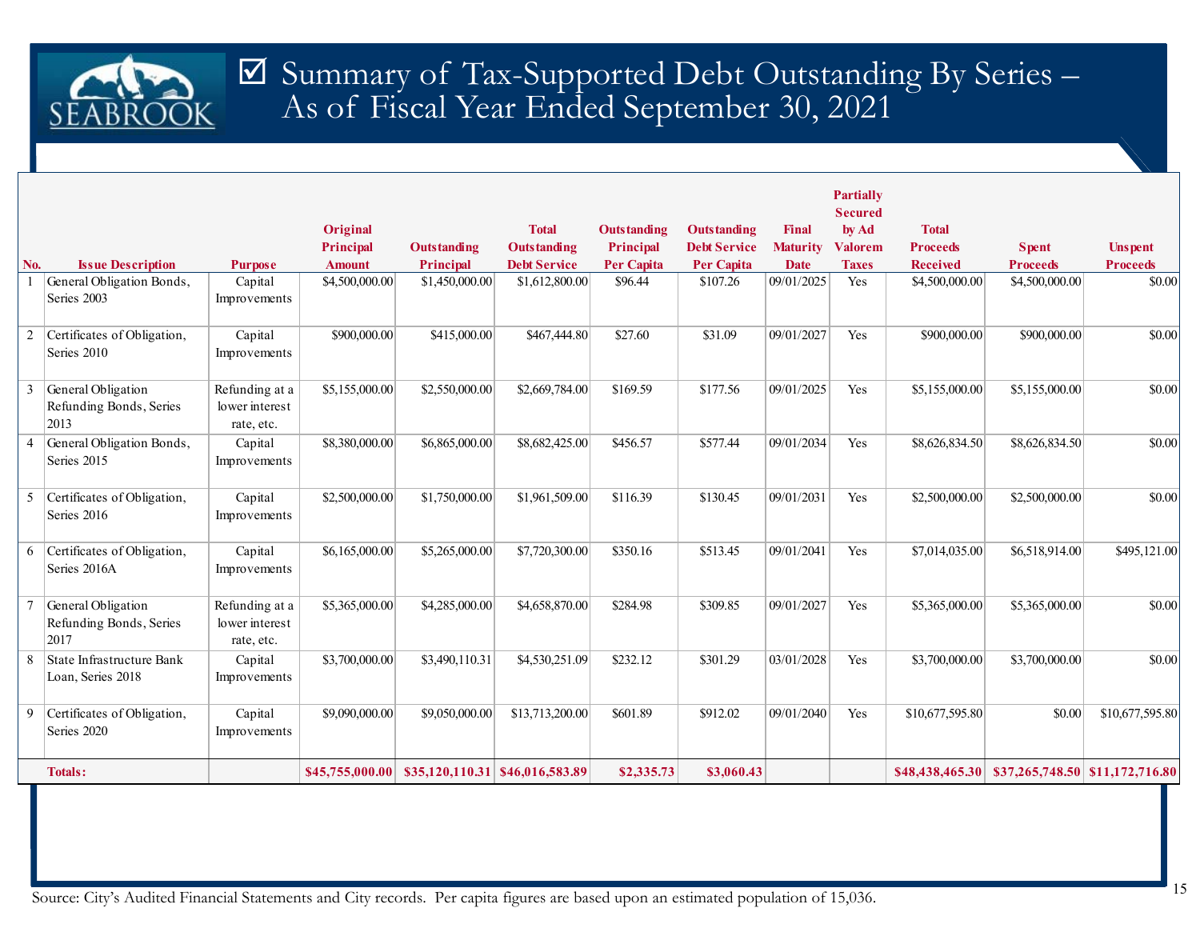# ☑ Summary of Tax-Supported Debt Outstanding By Series – As of Fiscal Year Ended September 30, 2021

| No. | Issue Description | Purpose | Original Principal Amount | Outstanding Principal | Total Outstanding Debt Service | Outstanding Principal Per Capita | Outstanding Debt Service Per Capita | Final Maturity Date | Partially Secured by Ad Valorem Taxes | Total Proceeds Received | Spent Proceeds | Unspent Proceeds |
|---|---|---|---|---|---|---|---|---|---|---|---|---|
| 1 | General Obligation Bonds, Series 2003 | Capital Improvements | $4,500,000.00 | $1,450,000.00 | $1,612,800.00 | $96.44 | $107.26 | 09/01/2025 | Yes | $4,500,000.00 | $4,500,000.00 | $0.00 |
| 2 | Certificates of Obligation, Series 2010 | Capital Improvements | $900,000.00 | $415,000.00 | $467,444.80 | $27.60 | $31.09 | 09/01/2027 | Yes | $900,000.00 | $900,000.00 | $0.00 |
| 3 | General Obligation Refunding Bonds, Series 2013 | Refunding at a lower interest rate, etc. | $5,155,000.00 | $2,550,000.00 | $2,669,784.00 | $169.59 | $177.56 | 09/01/2025 | Yes | $5,155,000.00 | $5,155,000.00 | $0.00 |
| 4 | General Obligation Bonds, Series 2015 | Capital Improvements | $8,380,000.00 | $6,865,000.00 | $8,682,425.00 | $456.57 | $577.44 | 09/01/2034 | Yes | $8,626,834.50 | $8,626,834.50 | $0.00 |
| 5 | Certificates of Obligation, Series 2016 | Capital Improvements | $2,500,000.00 | $1,750,000.00 | $1,961,509.00 | $116.39 | $130.45 | 09/01/2031 | Yes | $2,500,000.00 | $2,500,000.00 | $0.00 |
| 6 | Certificates of Obligation, Series 2016A | Capital Improvements | $6,165,000.00 | $5,265,000.00 | $7,720,300.00 | $350.16 | $513.45 | 09/01/2041 | Yes | $7,014,035.00 | $6,518,914.00 | $495,121.00 |
| 7 | General Obligation Refunding Bonds, Series 2017 | Refunding at a lower interest rate, etc. | $5,365,000.00 | $4,285,000.00 | $4,658,870.00 | $284.98 | $309.85 | 09/01/2027 | Yes | $5,365,000.00 | $5,365,000.00 | $0.00 |
| 8 | State Infrastructure Bank Loan, Series 2018 | Capital Improvements | $3,700,000.00 | $3,490,110.31 | $4,530,251.09 | $232.12 | $301.29 | 03/01/2028 | Yes | $3,700,000.00 | $3,700,000.00 | $0.00 |
| 9 | Certificates of Obligation, Series 2020 | Capital Improvements | $9,090,000.00 | $9,050,000.00 | $13,713,200.00 | $601.89 | $912.02 | 09/01/2040 | Yes | $10,677,595.80 | $0.00 | $10,677,595.80 |
| | **Totals:** | | **$45,755,000.00** | **$35,120,110.31** | **$46,016,583.89** | **$2,335.73** | **$3,060.43** | | | **$48,438,465.30** | **$37,265,748.50** | **$11,172,716.80** |

Source: City's Audited Financial Statements and City records. Per capita figures are based upon an estimated population of 15,036.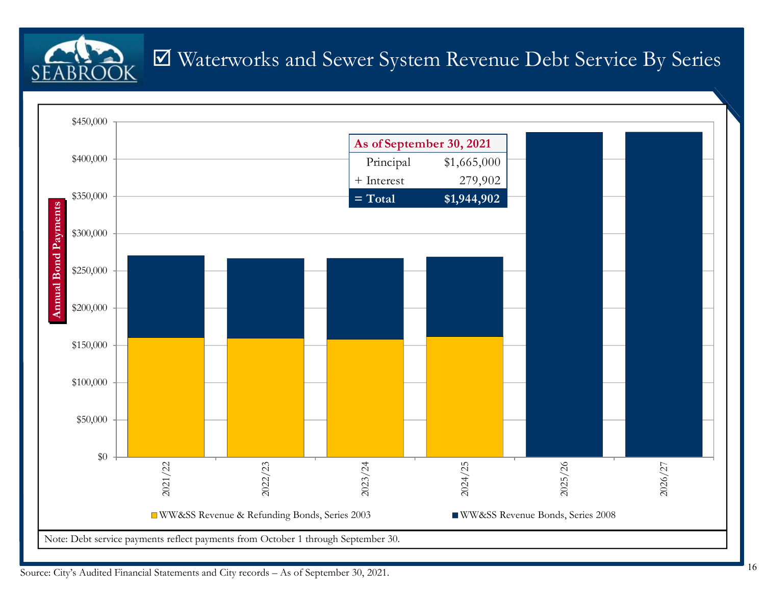# ☑ Waterworks and Sewer System Revenue Debt Service By Series

| As of September 30, 2021 | |
|---|---|
| Principal | $1,665,000 |
| + Interest | 279,902 |
| **= Total** | **$1,944,902** |

Annual Bond Payments

$450,000, $400,000, $350,000, $300,000, $250,000, $200,000, $150,000, $100,000, $50,000, $0

2021/22, 2022/23, 2023/24, 2024/25, 2025/26, 2026/27

WW&SS Revenue & Refunding Bonds, Series 2003 — WW&SS Revenue Bonds, Series 2008

Note: Debt service payments reflect payments from October 1 through September 30.

Source: City's Audited Financial Statements and City records – As of September 30, 2021.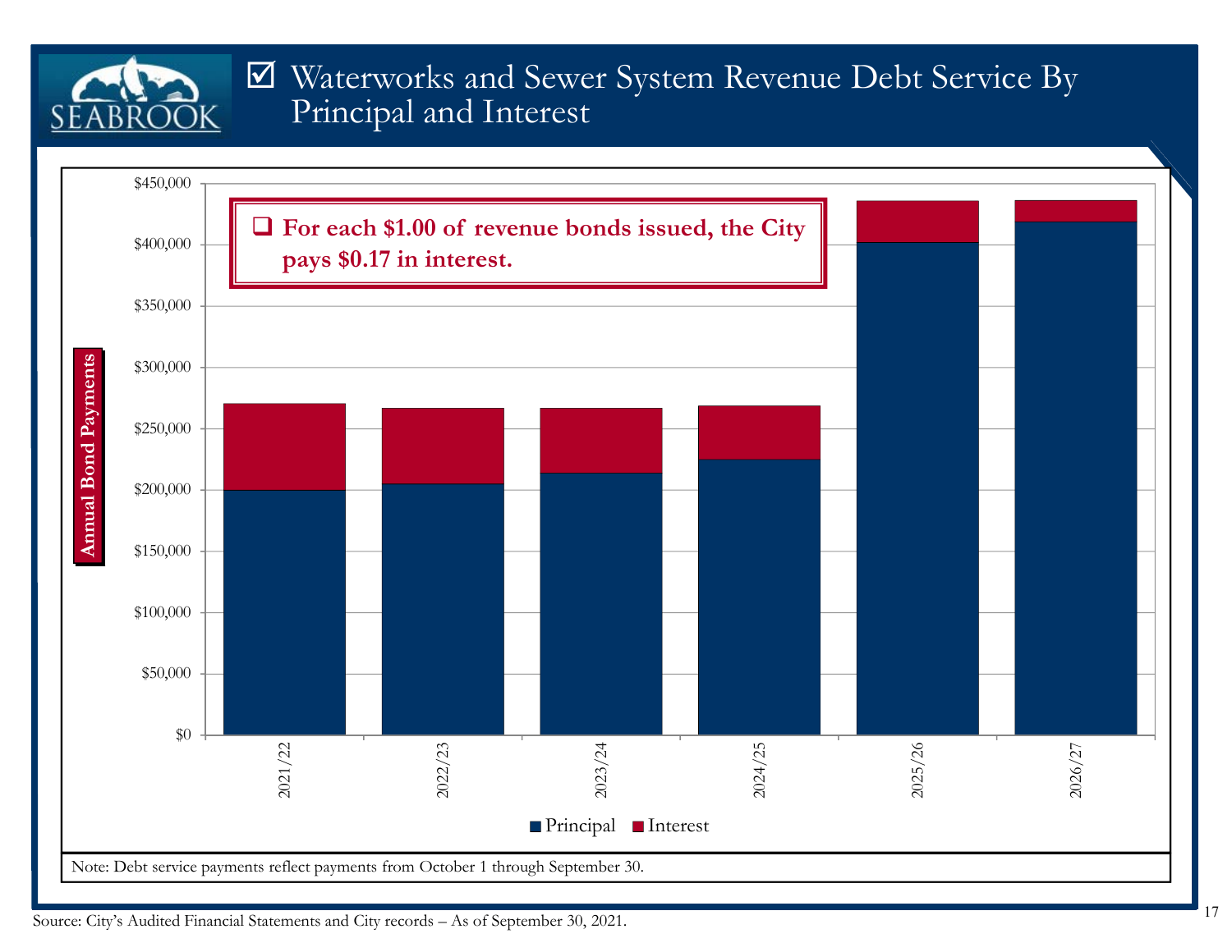# ☑ Waterworks and Sewer System Revenue Debt Service By Principal and Interest

- For each $1.00 of revenue bonds issued, the City pays $0.17 in interest.

Annual Bond Payments

| Fiscal Year | Principal | Interest |
|---|---|---|
| 2021/22 | | |
| 2022/23 | | |
| 2023/24 | | |
| 2024/25 | | |
| 2025/26 | | |
| 2026/27 | | |

Note: Debt service payments reflect payments from October 1 through September 30.

Source: City's Audited Financial Statements and City records – As of September 30, 2021.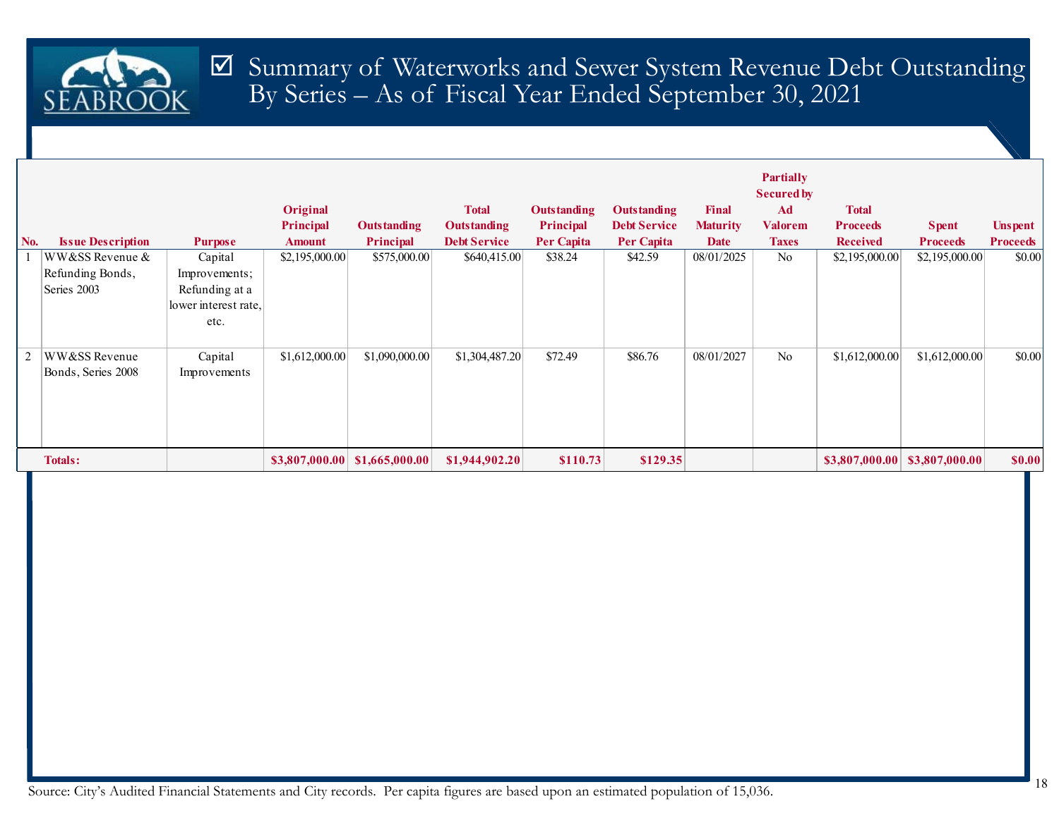# Summary of Waterworks and Sewer System Revenue Debt Outstanding By Series – As of Fiscal Year Ended September 30, 2021

| No. | Issue Description | Purpose | Original Principal Amount | Outstanding Principal | Total Outstanding Debt Service | Outstanding Principal Per Capita | Outstanding Debt Service Per Capita | Final Maturity Date | Partially Secured by Ad Valorem Taxes | Total Proceeds Received | Spent Proceeds | Unspent Proceeds |
|---|---|---|---|---|---|---|---|---|---|---|---|---|
| 1 | WW&SS Revenue & Refunding Bonds, Series 2003 | Capital Improvements; Refunding at a lower interest rate, etc. | $2,195,000.00 | $575,000.00 | $640,415.00 | $38.24 | $42.59 | 08/01/2025 | No | $2,195,000.00 | $2,195,000.00 | $0.00 |
| 2 | WW&SS Revenue Bonds, Series 2008 | Capital Improvements | $1,612,000.00 | $1,090,000.00 | $1,304,487.20 | $72.49 | $86.76 | 08/01/2027 | No | $1,612,000.00 | $1,612,000.00 | $0.00 |
| | **Totals:** | | **$3,807,000.00** | **$1,665,000.00** | **$1,944,902.20** | **$110.73** | **$129.35** | | | **$3,807,000.00** | **$3,807,000.00** | **$0.00** |

Source: City's Audited Financial Statements and City records. Per capita figures are based upon an estimated population of 15,036.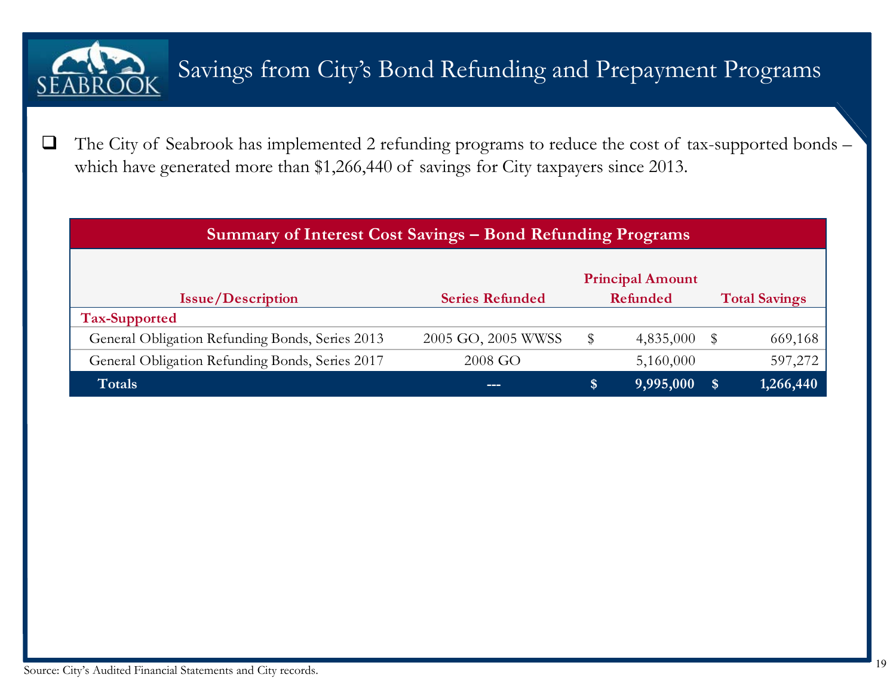# Savings from City's Bond Refunding and Prepayment Programs

- The City of Seabrook has implemented 2 refunding programs to reduce the cost of tax-supported bonds – which have generated more than $1,266,440 of savings for City taxpayers since 2013.

**Summary of Interest Cost Savings – Bond Refunding Programs**

| Issue/Description | Series Refunded | Principal Amount Refunded | Total Savings |
|---|---|---|---|
| **Tax-Supported** | | | |
| General Obligation Refunding Bonds, Series 2013 | 2005 GO, 2005 WWSS | $ 4,835,000 | $ 669,168 |
| General Obligation Refunding Bonds, Series 2017 | 2008 GO | 5,160,000 | 597,272 |
| **Totals** | **---** | **$ 9,995,000** | **$ 1,266,440** |

Source: City's Audited Financial Statements and City records.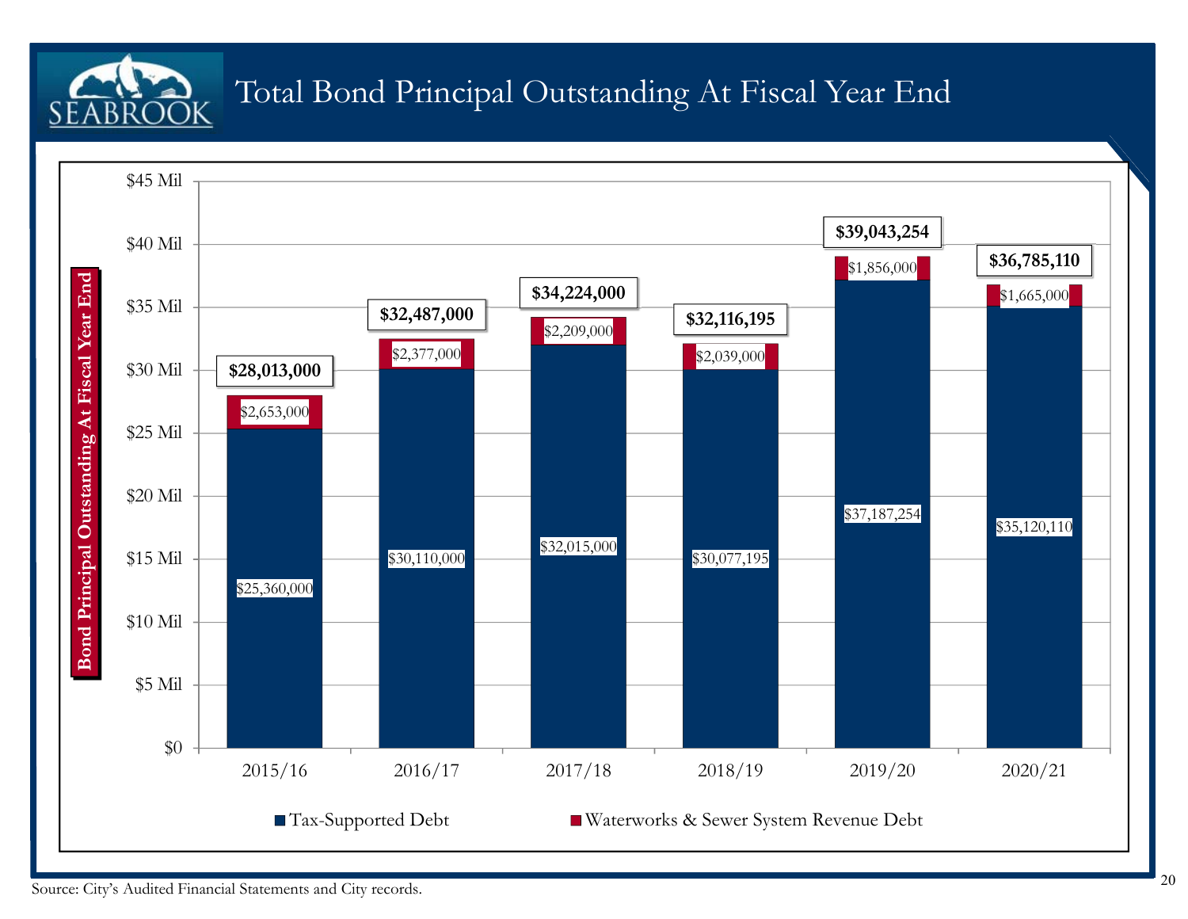# Total Bond Principal Outstanding At Fiscal Year End

| Fiscal Year | Tax-Supported Debt | Waterworks & Sewer System Revenue Debt | Total |
|---|---|---|---|
| 2015/16 | $25,360,000 | $2,653,000 | $28,013,000 |
| 2016/17 | $30,110,000 | $2,377,000 | $32,487,000 |
| 2017/18 | $32,015,000 | $2,209,000 | $34,224,000 |
| 2018/19 | $30,077,195 | $2,039,000 | $32,116,195 |
| 2019/20 | $37,187,254 | $1,856,000 | $39,043,254 |
| 2020/21 | $35,120,110 | $1,665,000 | $36,785,110 |

Source: City's Audited Financial Statements and City records.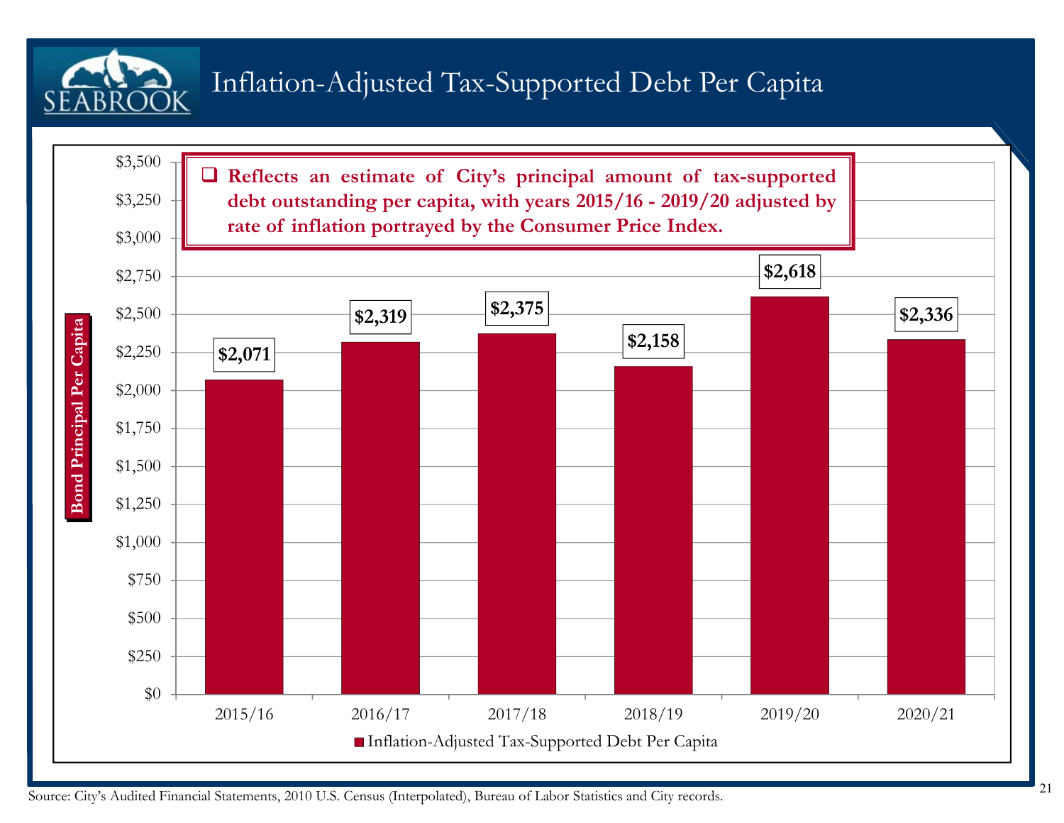# Inflation-Adjusted Tax-Supported Debt Per Capita

- Reflects an estimate of City's principal amount of tax-supported debt outstanding per capita, with years 2015/16 - 2019/20 adjusted by rate of inflation portrayed by the Consumer Price Index.

Bond Principal Per Capita

| Year | Inflation-Adjusted Tax-Supported Debt Per Capita |
|---|---|
| 2015/16 | $2,071 |
| 2016/17 | $2,319 |
| 2017/18 | $2,375 |
| 2018/19 | $2,158 |
| 2019/20 | $2,618 |
| 2020/21 | $2,336 |

Source: City's Audited Financial Statements, 2010 U.S. Census (Interpolated), Bureau of Labor Statistics and City records.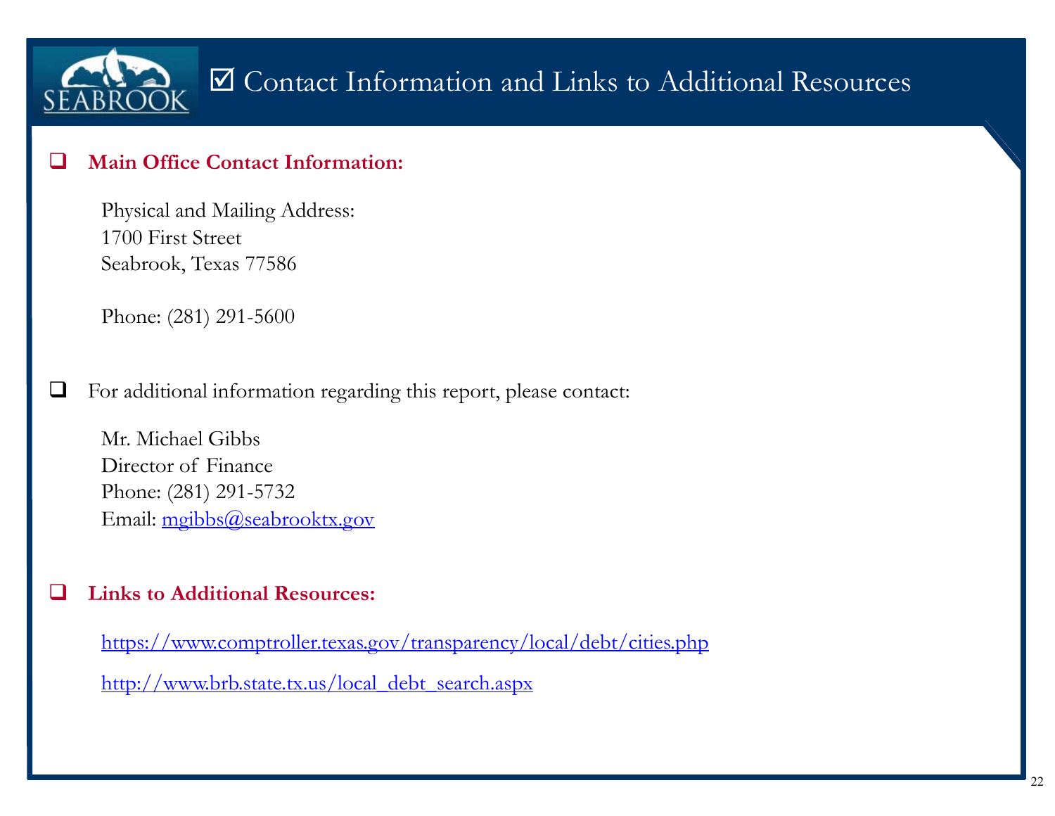# ☑ Contact Information and Links to Additional Resources

- **Main Office Contact Information:**

  Physical and Mailing Address:
  1700 First Street
  Seabrook, Texas 77586

  Phone: (281) 291-5600

- For additional information regarding this report, please contact:

  Mr. Michael Gibbs
  Director of Finance
  Phone: (281) 291-5732
  Email: mgibbs@seabrooktx.gov

- **Links to Additional Resources:**

  https://www.comptroller.texas.gov/transparency/local/debt/cities.php

  http://www.brb.state.tx.us/local_debt_search.aspx